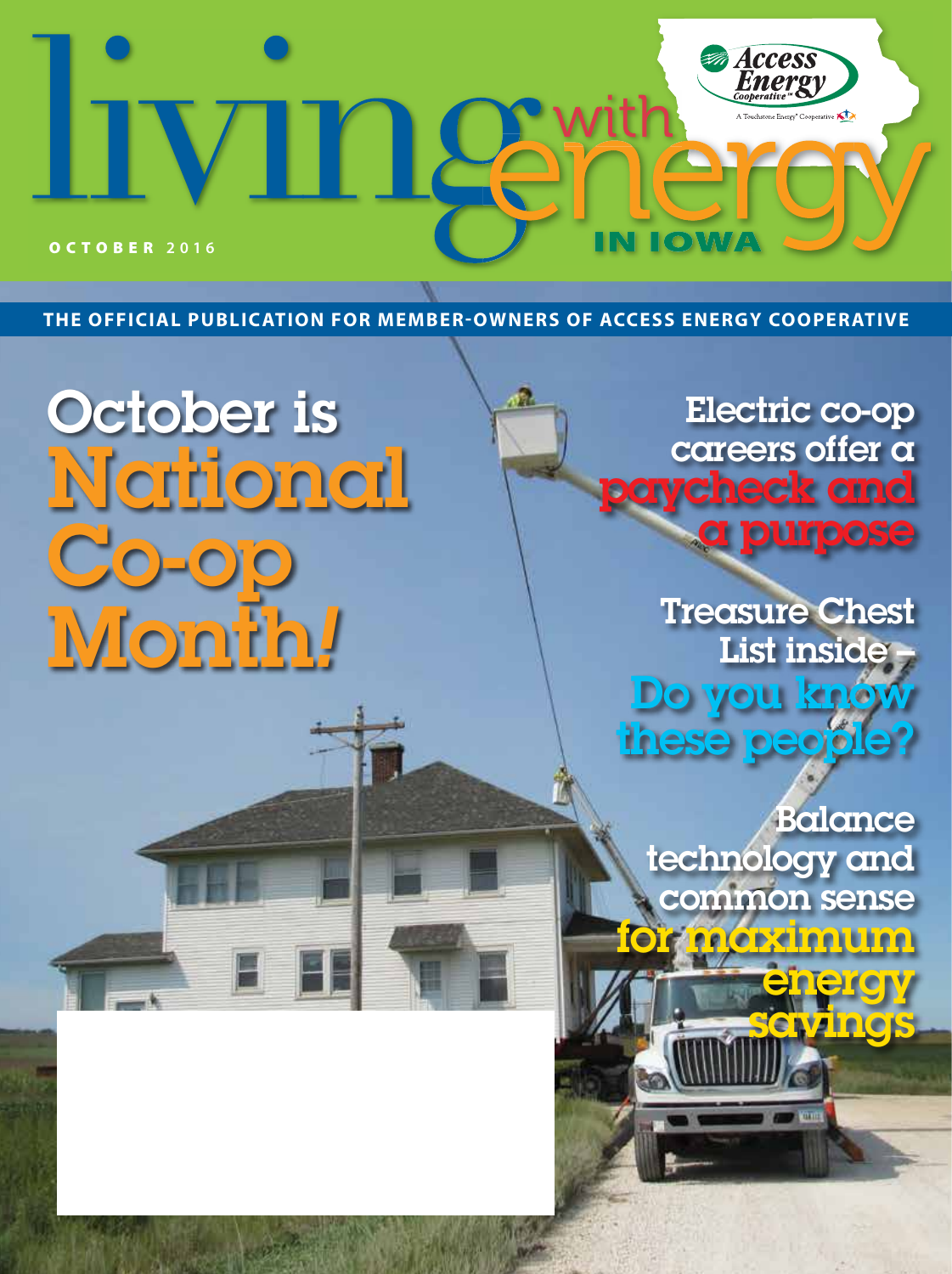# living with energy IN IOWA

Access Energy Cooperative — A Touchstone Energy® Cooperative

OCTOBER 2016

THE OFFICIAL PUBLICATION FOR MEMBER-OWNERS OF ACCESS ENERGY COOPERATIVE

## October is National Co-op Month!

## Electric co-op careers offer a paycheck and a purpose

## Treasure Chest List inside – Do you know these people?

## Balance technology and common sense for maximum energy savings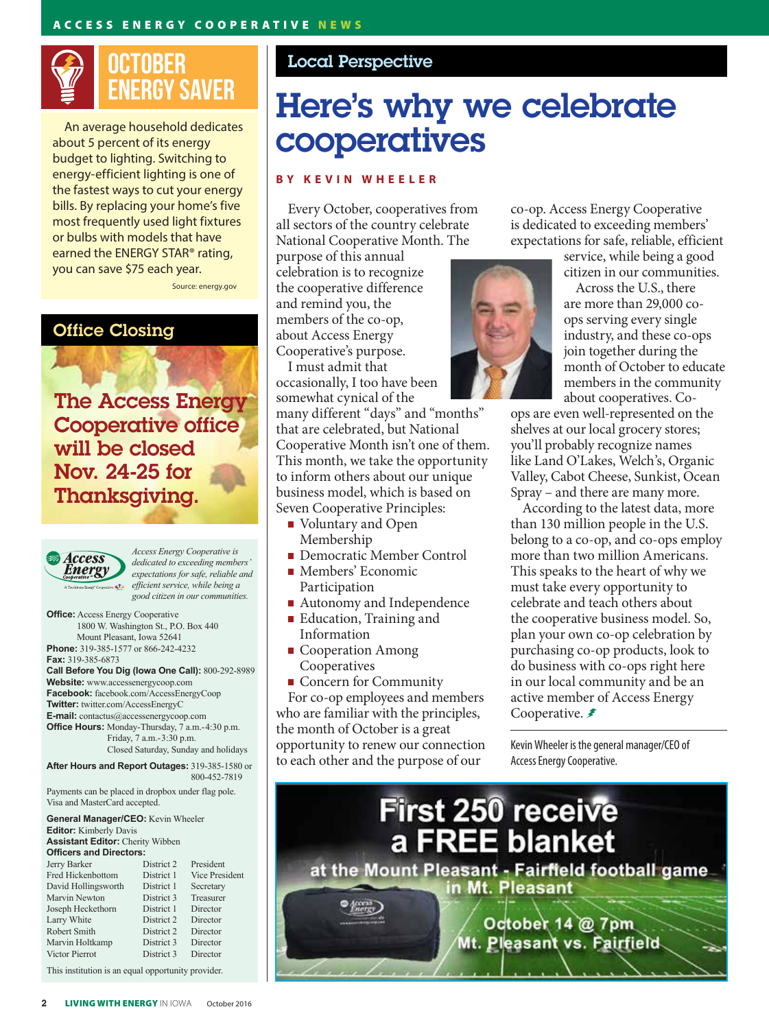## OCTOBER ENERGY SAVER

An average household dedicates about 5 percent of its energy budget to lighting. Switching to energy-efficient lighting is one of the fastest ways to cut your energy bills. By replacing your home's five most frequently used light fixtures or bulbs with models that have earned the ENERGY STAR® rating, you can save $75 each year.

Source: energy.gov

## Office Closing

**The Access Energy Cooperative office will be closed Nov. 24-25 for Thanksgiving.**

*Access Energy Cooperative is dedicated to exceeding members' expectations for safe, reliable and efficient service, while being a good citizen in our communities.*

**Office:** Access Energy Cooperative
1800 W. Washington St., P.O. Box 440
Mount Pleasant, Iowa 52641

**Phone:** 319-385-1577 or 866-242-4232

**Fax:** 319-385-6873

**Call Before You Dig (Iowa One Call):** 800-292-8989

**Website:** www.accessenergycoop.com

**Facebook:** facebook.com/AccessEnergyCoop

**Twitter:** twitter.com/AccessEnergyC

**E-mail:** contactus@accessenergycoop.com

**Office Hours:** Monday-Thursday, 7 a.m.-4:30 p.m.
Friday, 7 a.m.-3:30 p.m.
Closed Saturday, Sunday and holidays

**After Hours and Report Outages:** 319-385-1580 or 800-452-7819

Payments can be placed in dropbox under flag pole. Visa and MasterCard accepted.

**General Manager/CEO:** Kevin Wheeler

**Editor:** Kimberly Davis

**Assistant Editor:** Cherity Wibben

**Officers and Directors:**

| Name | District | Title |
|---|---|---|
| Jerry Barker | District 2 | President |
| Fred Hickenbottom | District 1 | Vice President |
| David Hollingsworth | District 1 | Secretary |
| Marvin Newton | District 3 | Treasurer |
| Joseph Heckethorn | District 1 | Director |
| Larry White | District 2 | Director |
| Robert Smith | District 2 | Director |
| Marvin Holtkamp | District 3 | Director |
| Victor Pierrot | District 3 | Director |

This institution is an equal opportunity provider.

## Local Perspective

# Here's why we celebrate cooperatives

**BY KEVIN WHEELER**

Every October, cooperatives from all sectors of the country celebrate National Cooperative Month. The purpose of this annual celebration is to recognize the cooperative difference and remind you, the members of the co-op, about Access Energy Cooperative's purpose.

I must admit that occasionally, I too have been somewhat cynical of the many different "days" and "months" that are celebrated, but National Cooperative Month isn't one of them. This month, we take the opportunity to inform others about our unique business model, which is based on Seven Cooperative Principles:

- Voluntary and Open Membership
- Democratic Member Control
- Members' Economic Participation
- Autonomy and Independence
- Education, Training and Information
- Cooperation Among Cooperatives
- Concern for Community

For co-op employees and members who are familiar with the principles, the month of October is a great opportunity to renew our connection to each other and the purpose of our co-op. Access Energy Cooperative is dedicated to exceeding members' expectations for safe, reliable, efficient service, while being a good citizen in our communities.

Across the U.S., there are more than 29,000 co-ops serving every single industry, and these co-ops join together during the month of October to educate members in the community about cooperatives. Co-ops are even well-represented on the shelves at our local grocery stores; you'll probably recognize names like Land O'Lakes, Welch's, Organic Valley, Cabot Cheese, Sunkist, Ocean Spray – and there are many more.

According to the latest data, more than 130 million people in the U.S. belong to a co-op, and co-ops employ more than two million Americans. This speaks to the heart of why we must take every opportunity to celebrate and teach others about the cooperative business model. So, plan your own co-op celebration by purchasing co-op products, look to do business with co-ops right here in our local community and be an active member of Access Energy Cooperative.

*Kevin Wheeler is the general manager/CEO of Access Energy Cooperative.*

**First 250 receive a FREE blanket**

**at the Mount Pleasant - Fairfield football game in Mt. Pleasant**

**October 14 @ 7pm**
**Mt. Pleasant vs. Fairfield**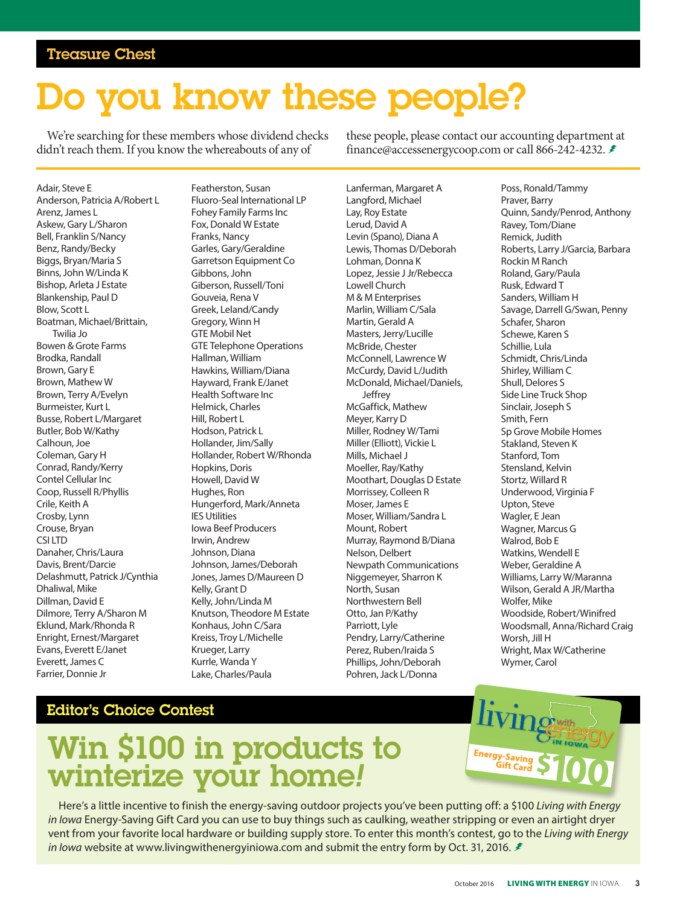Treasure Chest

# Do you know these people?

We're searching for these members whose dividend checks didn't reach them. If you know the whereabouts of any of these people, please contact our accounting department at finance@accessenergycoop.com or call 866-242-4232.

Adair, Steve E
Anderson, Patricia A/Robert L
Arenz, James L
Askew, Gary L/Sharon
Bell, Franklin S/Nancy
Benz, Randy/Becky
Biggs, Bryan/Maria S
Binns, John W/Linda K
Bishop, Arleta J Estate
Blankenship, Paul D
Blow, Scott L
Boatman, Michael/Brittain, Twilia Jo
Bowen & Grote Farms
Brodka, Randall
Brown, Gary E
Brown, Mathew W
Brown, Terry A/Evelyn
Burmeister, Kurt L
Busse, Robert L/Margaret
Butler, Bob W/Kathy
Calhoun, Joe
Coleman, Gary H
Conrad, Randy/Kerry
Contel Cellular Inc
Coop, Russell R/Phyllis
Crile, Keith A
Crosby, Lynn
Crouse, Bryan
CSI LTD
Danaher, Chris/Laura
Davis, Brent/Darcie
Delashmutt, Patrick J/Cynthia
Dhaliwal, Mike
Dillman, David E
Dilmore, Terry A/Sharon M
Eklund, Mark/Rhonda R
Enright, Ernest/Margaret
Evans, Everett E/Janet
Everett, James C
Farrier, Donnie Jr
Featherston, Susan
Fluoro-Seal International LP
Fohey Family Farms Inc
Fox, Donald W Estate
Franks, Nancy
Garles, Gary/Geraldine
Garretson Equipment Co
Gibbons, John
Giberson, Russell/Toni
Gouveia, Rena V
Greek, Leland/Candy
Gregory, Winn H
GTE Mobil Net
GTE Telephone Operations
Hallman, William
Hawkins, William/Diana
Hayward, Frank E/Janet
Health Software Inc
Helmick, Charles
Hill, Robert L
Hodson, Patrick L
Hollander, Jim/Sally
Hollander, Robert W/Rhonda
Hopkins, Doris
Howell, David W
Hughes, Ron
Hungerford, Mark/Anneta
IES Utilities
Iowa Beef Producers
Irwin, Andrew
Johnson, Diana
Johnson, James/Deborah
Jones, James D/Maureen D
Kelly, Grant D
Kelly, John/Linda M
Knutson, Theodore M Estate
Konhaus, John C/Sara
Kreiss, Troy L/Michelle
Krueger, Larry
Kurrle, Wanda Y
Lake, Charles/Paula
Lanferman, Margaret A
Langford, Michael
Lay, Roy Estate
Lerud, David A
Levin (Spano), Diana A
Lewis, Thomas D/Deborah
Lohman, Donna K
Lopez, Jessie J Jr/Rebecca
Lowell Church
M & M Enterprises
Marlin, William C/Sala
Martin, Gerald A
Masters, Jerry/Lucille
McBride, Chester
McConnell, Lawrence W
McCurdy, David L/Judith
McDonald, Michael/Daniels, Jeffrey
McGaffick, Mathew
Meyer, Karry D
Miller, Rodney W/Tami
Miller (Elliott), Vickie L
Mills, Michael J
Moeller, Ray/Kathy
Moothart, Douglas D Estate
Morrissey, Colleen R
Moser, James E
Moser, William/Sandra L
Mount, Robert
Murray, Raymond B/Diana
Nelson, Delbert
Newpath Communications
Niggemeyer, Sharron K
North, Susan
Northwestern Bell
Otto, Jan P/Kathy
Parriott, Lyle
Pendry, Larry/Catherine
Perez, Ruben/Iraida S
Phillips, John/Deborah
Pohren, Jack L/Donna
Poss, Ronald/Tammy
Praver, Barry
Quinn, Sandy/Penrod, Anthony
Ravey, Tom/Diane
Remick, Judith
Roberts, Larry J/Garcia, Barbara
Rockin M Ranch
Roland, Gary/Paula
Rusk, Edward T
Sanders, William H
Savage, Darrell G/Swan, Penny
Schafer, Sharon
Schewe, Karen S
Schillie, Lula
Schmidt, Chris/Linda
Shirley, William C
Shull, Delores S
Side Line Truck Shop
Sinclair, Joseph S
Smith, Fern
Sp Grove Mobile Homes
Stakland, Steven K
Stanford, Tom
Stensland, Kelvin
Stortz, Willard R
Underwood, Virginia F
Upton, Steve
Wagler, E Jean
Wagner, Marcus G
Walrod, Bob E
Watkins, Wendell E
Weber, Geraldine A
Williams, Larry W/Maranna
Wilson, Gerald A JR/Martha
Wolfer, Mike
Woodside, Robert/Winifred
Woodsmall, Anna/Richard Craig
Worsh, Jill H
Wright, Max W/Catherine
Wymer, Carol

Editor's Choice Contest

# Win $100 in products to winterize your home!

Here's a little incentive to finish the energy-saving outdoor projects you've been putting off: a $100 *Living with Energy in Iowa* Energy-Saving Gift Card you can use to buy things such as caulking, weather stripping or even an airtight dryer vent from your favorite local hardware or building supply store. To enter this month's contest, go to the *Living with Energy in Iowa* website at www.livingwithenergyiniowa.com and submit the entry form by Oct. 31, 2016.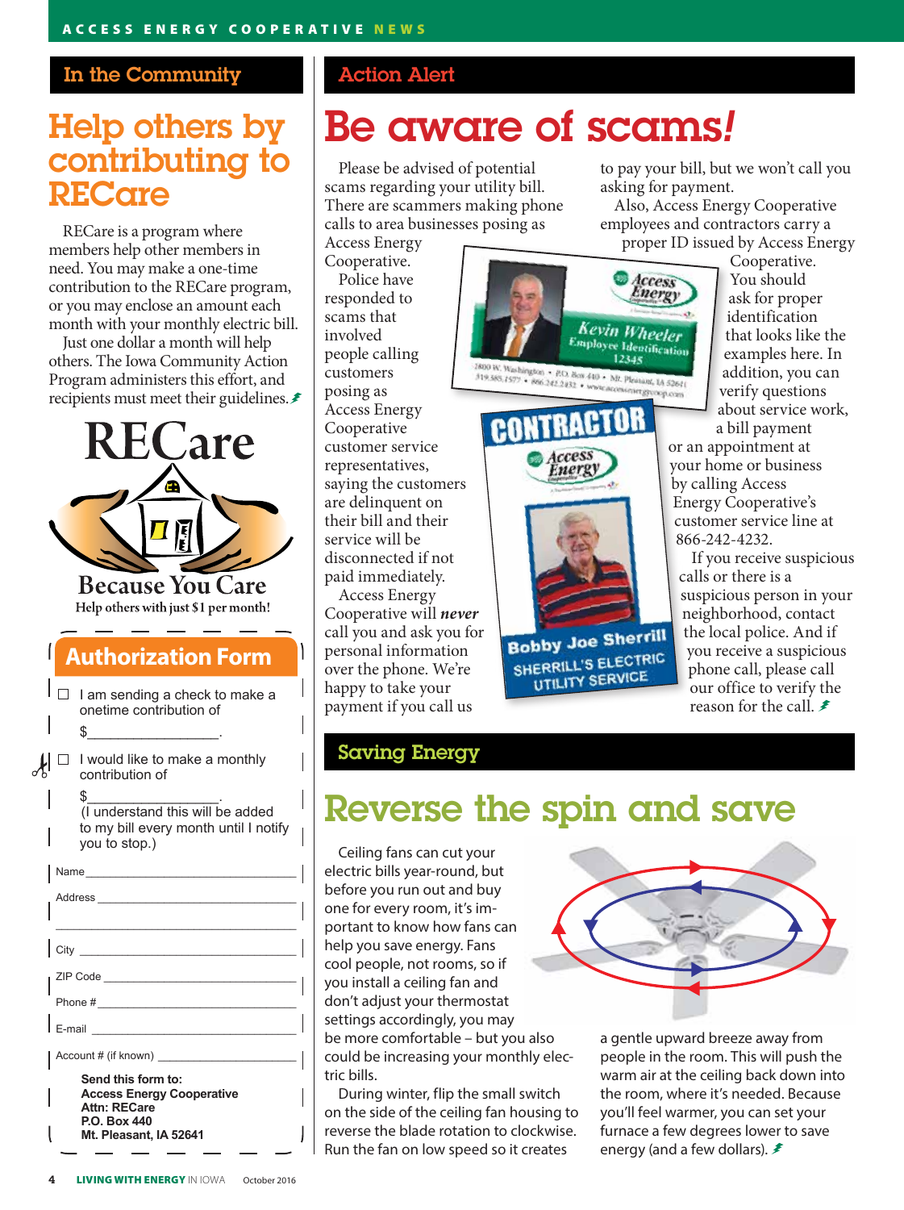## In the Community

# Help others by contributing to RECare

RECare is a program where members help other members in need. You may make a one-time contribution to the RECare program, or you may enclose an amount each month with your monthly electric bill.

Just one dollar a month will help others. The Iowa Community Action Program administers this effort, and recipients must meet their guidelines.

**RECare**

**Because You Care**

**Help others with just $1 per month!**

## Authorization Form

☐ I am sending a check to make a onetime contribution of

$_________________.

☐ I would like to make a monthly contribution of

$_________________.
(I understand this will be added to my bill every month until I notify you to stop.)

Name ______________________________

Address ____________________________

City ______________________________

ZIP Code __________________________

Phone # ___________________________

E-mail ____________________________

Account # (if known) ________________

**Send this form to:**
**Access Energy Cooperative**
**Attn: RECare**
**P.O. Box 440**
**Mt. Pleasant, IA 52641**

## Action Alert

# Be aware of scams!

Please be advised of potential scams regarding your utility bill. There are scammers making phone calls to area businesses posing as Access Energy Cooperative.

Police have responded to scams that involved people calling customers posing as Access Energy Cooperative customer service representatives, saying the customers are delinquent on their bill and their service will be disconnected if not paid immediately.

Access Energy Cooperative will *never* call you and ask you for personal information over the phone. We're happy to take your payment if you call us to pay your bill, but we won't call you asking for payment.

Also, Access Energy Cooperative employees and contractors carry a proper ID issued by Access Energy Cooperative. You should ask for proper identification that looks like the examples here. In addition, you can verify questions about service work, a bill payment or an appointment at your home or business by calling Access Energy Cooperative's customer service line at 866-242-4232.

If you receive suspicious calls or there is a suspicious person in your neighborhood, contact the local police. And if you receive a suspicious phone call, please call our office to verify the reason for the call.

Access Energy
Kevin Wheeler
Employee Identification
12345
1800 W. Washington • P.O. Box 440 • Mt. Pleasant, IA 52641
319.385.1577 • 866.242.4232 • www.accessenergycoop.com

CONTRACTOR
Access Energy
Bobby Joe Sherrill
SHERRILL'S ELECTRIC UTILITY SERVICE

## Saving Energy

# Reverse the spin and save

Ceiling fans can cut your electric bills year-round, but before you run out and buy one for every room, it's important to know how fans can help you save energy. Fans cool people, not rooms, so if you install a ceiling fan and don't adjust your thermostat settings accordingly, you may be more comfortable – but you also could be increasing your monthly electric bills.

During winter, flip the small switch on the side of the ceiling fan housing to reverse the blade rotation to clockwise. Run the fan on low speed so it creates a gentle upward breeze away from people in the room. This will push the warm air at the ceiling back down into the room, where it's needed. Because you'll feel warmer, you can set your furnace a few degrees lower to save energy (and a few dollars).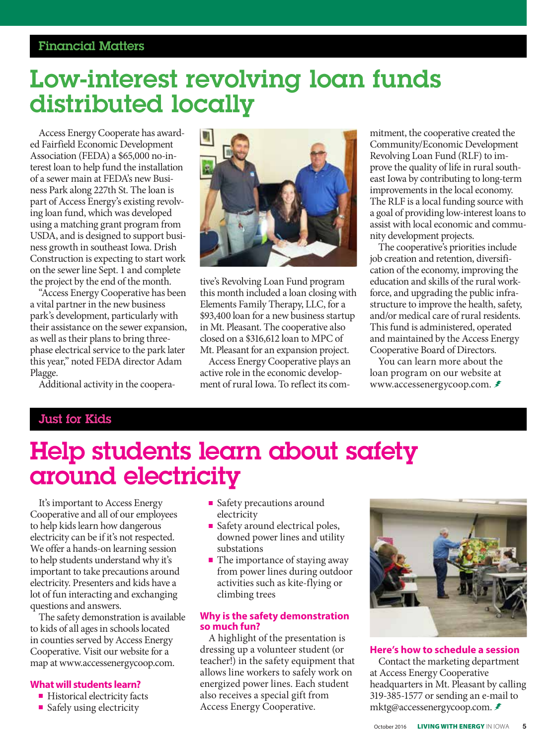Financial Matters

# Low-interest revolving loan funds distributed locally

Access Energy Cooperate has awarded Fairfield Economic Development Association (FEDA) a $65,000 no-interest loan to help fund the installation of a sewer main at FEDA's new Business Park along 227th St. The loan is part of Access Energy's existing revolving loan fund, which was developed using a matching grant program from USDA, and is designed to support business growth in southeast Iowa. Drish Construction is expecting to start work on the sewer line Sept. 1 and complete the project by the end of the month.

"Access Energy Cooperative has been a vital partner in the new business park's development, particularly with their assistance on the sewer expansion, as well as their plans to bring three-phase electrical service to the park later this year," noted FEDA director Adam Plagge.

Additional activity in the cooperative's Revolving Loan Fund program this month included a loan closing with Elements Family Therapy, LLC, for a $93,400 loan for a new business startup in Mt. Pleasant. The cooperative also closed on a $316,612 loan to MPC of Mt. Pleasant for an expansion project.

Access Energy Cooperative plays an active role in the economic development of rural Iowa. To reflect its commitment, the cooperative created the Community/Economic Development Revolving Loan Fund (RLF) to improve the quality of life in rural southeast Iowa by contributing to long-term improvements in the local economy. The RLF is a local funding source with a goal of providing low-interest loans to assist with local economic and community development projects.

The cooperative's priorities include job creation and retention, diversification of the economy, improving the education and skills of the rural workforce, and upgrading the public infrastructure to improve the health, safety, and/or medical care of rural residents. This fund is administered, operated and maintained by the Access Energy Cooperative Board of Directors.

You can learn more about the loan program on our website at www.accessenergycoop.com.

Just for Kids

# Help students learn about safety around electricity

It's important to Access Energy Cooperative and all of our employees to help kids learn how dangerous electricity can be if it's not respected. We offer a hands-on learning session to help students understand why it's important to take precautions around electricity. Presenters and kids have a lot of fun interacting and exchanging questions and answers.

The safety demonstration is available to kids of all ages in schools located in counties served by Access Energy Cooperative. Visit our website for a map at www.accessenergycoop.com.

### What will students learn?

- Historical electricity facts
- Safely using electricity
- Safety precautions around electricity
- Safety around electrical poles, downed power lines and utility substations
- The importance of staying away from power lines during outdoor activities such as kite-flying or climbing trees

### Why is the safety demonstration so much fun?

A highlight of the presentation is dressing up a volunteer student (or teacher!) in the safety equipment that allows line workers to safely work on energized power lines. Each student also receives a special gift from Access Energy Cooperative.

### Here's how to schedule a session

Contact the marketing department at Access Energy Cooperative headquarters in Mt. Pleasant by calling 319-385-1577 or sending an e-mail to mktg@accessenergycoop.com.